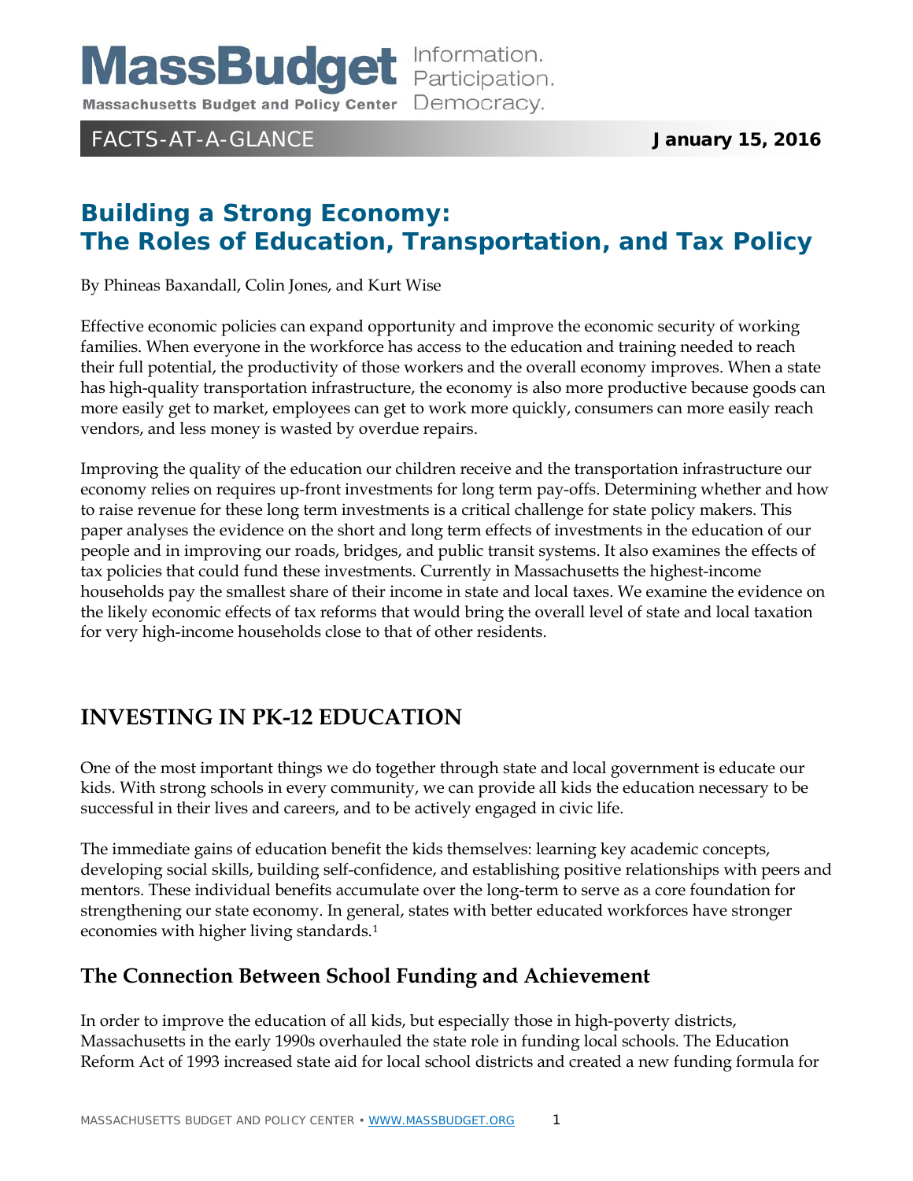MassBudget

Massachusetts Budget and Policy Center

Information. Participation. Democracy.

FACTS-AT-A-GLANCE

**January 15, 2016**

# Building a Strong Economy: The Roles of Education, Transportation, and Tax Policy

By Phineas Baxandall, Colin Jones, and Kurt Wise

Effective economic policies can expand opportunity and improve the economic security of working families. When everyone in the workforce has access to the education and training needed to reach their full potential, the productivity of those workers and the overall economy improves. When a state has high-quality transportation infrastructure, the economy is also more productive because goods can more easily get to market, employees can get to work more quickly, consumers can more easily reach vendors, and less money is wasted by overdue repairs.

Improving the quality of the education our children receive and the transportation infrastructure our economy relies on requires up-front investments for long term pay-offs. Determining whether and how to raise revenue for these long term investments is a critical challenge for state policy makers. This paper analyses the evidence on the short and long term effects of investments in the education of our people and in improving our roads, bridges, and public transit systems. It also examines the effects of tax policies that could fund these investments. Currently in Massachusetts the highest-income households pay the smallest share of their income in state and local taxes. We examine the evidence on the likely economic effects of tax reforms that would bring the overall level of state and local taxation for very high-income households close to that of other residents.

## INVESTING IN PK-12 EDUCATION

One of the most important things we do together through state and local government is educate our kids. With strong schools in every community, we can provide all kids the education necessary to be successful in their lives and careers, and to be actively engaged in civic life.

The immediate gains of education benefit the kids themselves: learning key academic concepts, developing social skills, building self-confidence, and establishing positive relationships with peers and mentors. These individual benefits accumulate over the long-term to serve as a core foundation for strengthening our state economy. In general, states with better educated workforces have stronger economies with higher living standards.[1]

### The Connection Between School Funding and Achievement

In order to improve the education of all kids, but especially those in high-poverty districts, Massachusetts in the early 1990s overhauled the state role in funding local schools. The Education Reform Act of 1993 increased state aid for local school districts and created a new funding formula for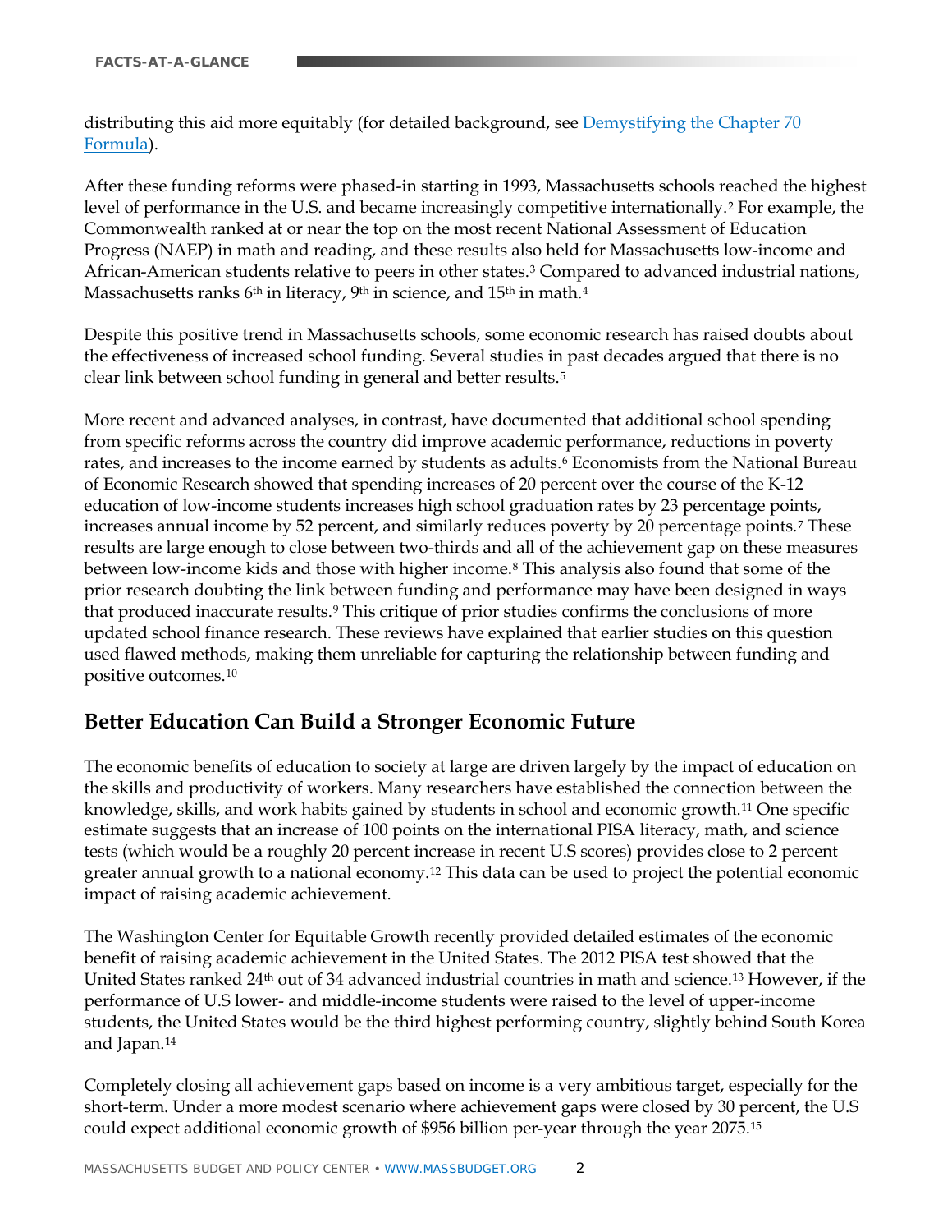distributing this aid more equitably (for detailed background, see [Demystifying the Chapter 70 Formula](#)).

After these funding reforms were phased-in starting in 1993, Massachusetts schools reached the highest level of performance in the U.S. and became increasingly competitive internationally.[2] For example, the Commonwealth ranked at or near the top on the most recent National Assessment of Education Progress (NAEP) in math and reading, and these results also held for Massachusetts low-income and African-American students relative to peers in other states.[3] Compared to advanced industrial nations, Massachusetts ranks 6th in literacy, 9th in science, and 15th in math.[4]

Despite this positive trend in Massachusetts schools, some economic research has raised doubts about the effectiveness of increased school funding. Several studies in past decades argued that there is no clear link between school funding in general and better results.[5]

More recent and advanced analyses, in contrast, have documented that additional school spending from specific reforms across the country did improve academic performance, reductions in poverty rates, and increases to the income earned by students as adults.[6] Economists from the National Bureau of Economic Research showed that spending increases of 20 percent over the course of the K-12 education of low-income students increases high school graduation rates by 23 percentage points, increases annual income by 52 percent, and similarly reduces poverty by 20 percentage points.[7] These results are large enough to close between two-thirds and all of the achievement gap on these measures between low-income kids and those with higher income.[8] This analysis also found that some of the prior research doubting the link between funding and performance may have been designed in ways that produced inaccurate results.[9] This critique of prior studies confirms the conclusions of more updated school finance research. These reviews have explained that earlier studies on this question used flawed methods, making them unreliable for capturing the relationship between funding and positive outcomes.[10]

## Better Education Can Build a Stronger Economic Future

The economic benefits of education to society at large are driven largely by the impact of education on the skills and productivity of workers. Many researchers have established the connection between the knowledge, skills, and work habits gained by students in school and economic growth.[11] One specific estimate suggests that an increase of 100 points on the international PISA literacy, math, and science tests (which would be a roughly 20 percent increase in recent U.S scores) provides close to 2 percent greater annual growth to a national economy.[12] This data can be used to project the potential economic impact of raising academic achievement.

The Washington Center for Equitable Growth recently provided detailed estimates of the economic benefit of raising academic achievement in the United States. The 2012 PISA test showed that the United States ranked 24th out of 34 advanced industrial countries in math and science.[13] However, if the performance of U.S lower- and middle-income students were raised to the level of upper-income students, the United States would be the third highest performing country, slightly behind South Korea and Japan.[14]

Completely closing all achievement gaps based on income is a very ambitious target, especially for the short-term. Under a more modest scenario where achievement gaps were closed by 30 percent, the U.S could expect additional economic growth of $956 billion per-year through the year 2075.[15]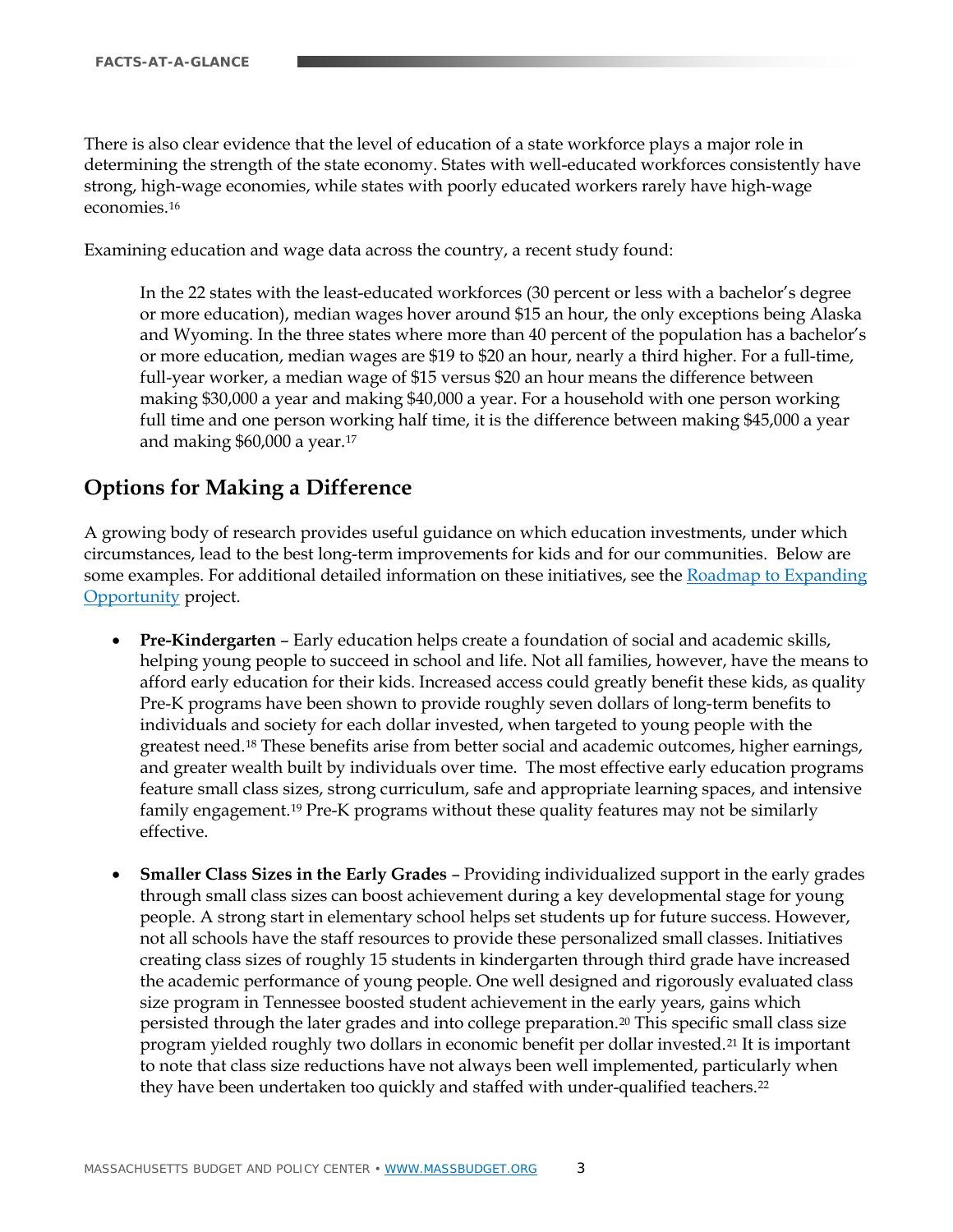There is also clear evidence that the level of education of a state workforce plays a major role in determining the strength of the state economy. States with well-educated workforces consistently have strong, high-wage economies, while states with poorly educated workers rarely have high-wage economies.[16]

Examining education and wage data across the country, a recent study found:

> In the 22 states with the least-educated workforces (30 percent or less with a bachelor's degree or more education), median wages hover around $15 an hour, the only exceptions being Alaska and Wyoming. In the three states where more than 40 percent of the population has a bachelor's or more education, median wages are $19 to $20 an hour, nearly a third higher. For a full-time, full-year worker, a median wage of $15 versus $20 an hour means the difference between making $30,000 a year and making $40,000 a year. For a household with one person working full time and one person working half time, it is the difference between making $45,000 a year and making $60,000 a year.[17]

## Options for Making a Difference

A growing body of research provides useful guidance on which education investments, under which circumstances, lead to the best long-term improvements for kids and for our communities. Below are some examples. For additional detailed information on these initiatives, see the [Roadmap to Expanding Opportunity]() project.

- **Pre-Kindergarten** – Early education helps create a foundation of social and academic skills, helping young people to succeed in school and life. Not all families, however, have the means to afford early education for their kids. Increased access could greatly benefit these kids, as quality Pre-K programs have been shown to provide roughly seven dollars of long-term benefits to individuals and society for each dollar invested, when targeted to young people with the greatest need.[18] These benefits arise from better social and academic outcomes, higher earnings, and greater wealth built by individuals over time. The most effective early education programs feature small class sizes, strong curriculum, safe and appropriate learning spaces, and intensive family engagement.[19] Pre-K programs without these quality features may not be similarly effective.

- **Smaller Class Sizes in the Early Grades** – Providing individualized support in the early grades through small class sizes can boost achievement during a key developmental stage for young people. A strong start in elementary school helps set students up for future success. However, not all schools have the staff resources to provide these personalized small classes. Initiatives creating class sizes of roughly 15 students in kindergarten through third grade have increased the academic performance of young people. One well designed and rigorously evaluated class size program in Tennessee boosted student achievement in the early years, gains which persisted through the later grades and into college preparation.[20] This specific small class size program yielded roughly two dollars in economic benefit per dollar invested.[21] It is important to note that class size reductions have not always been well implemented, particularly when they have been undertaken too quickly and staffed with under-qualified teachers.[22]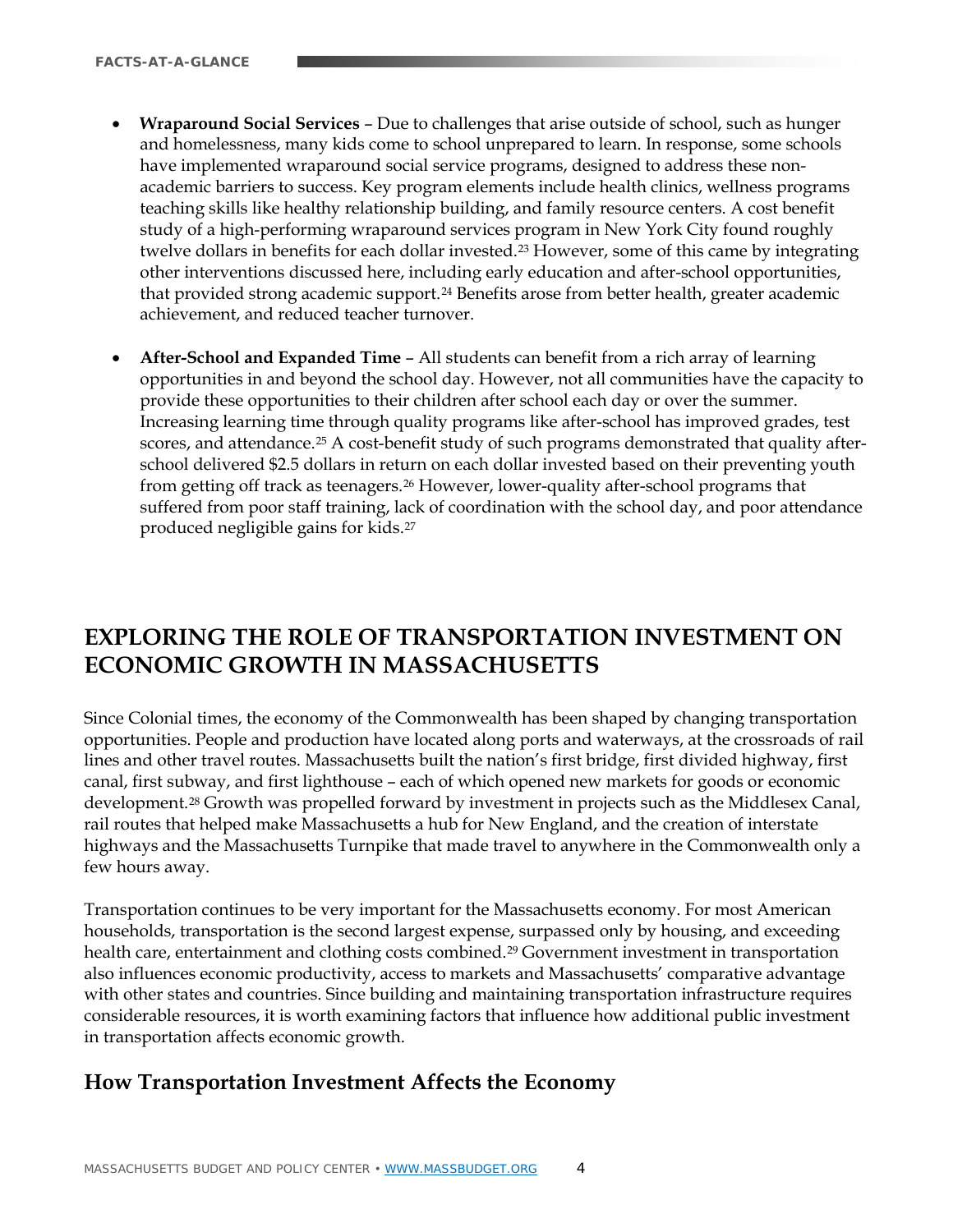- **Wraparound Social Services** – Due to challenges that arise outside of school, such as hunger and homelessness, many kids come to school unprepared to learn. In response, some schools have implemented wraparound social service programs, designed to address these non-academic barriers to success. Key program elements include health clinics, wellness programs teaching skills like healthy relationship building, and family resource centers. A cost benefit study of a high-performing wraparound services program in New York City found roughly twelve dollars in benefits for each dollar invested.[23] However, some of this came by integrating other interventions discussed here, including early education and after-school opportunities, that provided strong academic support.[24] Benefits arose from better health, greater academic achievement, and reduced teacher turnover.

- **After-School and Expanded Time** – All students can benefit from a rich array of learning opportunities in and beyond the school day. However, not all communities have the capacity to provide these opportunities to their children after school each day or over the summer. Increasing learning time through quality programs like after-school has improved grades, test scores, and attendance.[25] A cost-benefit study of such programs demonstrated that quality after-school delivered $2.5 dollars in return on each dollar invested based on their preventing youth from getting off track as teenagers.[26] However, lower-quality after-school programs that suffered from poor staff training, lack of coordination with the school day, and poor attendance produced negligible gains for kids.[27]

## EXPLORING THE ROLE OF TRANSPORTATION INVESTMENT ON ECONOMIC GROWTH IN MASSACHUSETTS

Since Colonial times, the economy of the Commonwealth has been shaped by changing transportation opportunities. People and production have located along ports and waterways, at the crossroads of rail lines and other travel routes. Massachusetts built the nation's first bridge, first divided highway, first canal, first subway, and first lighthouse – each of which opened new markets for goods or economic development.[28] Growth was propelled forward by investment in projects such as the Middlesex Canal, rail routes that helped make Massachusetts a hub for New England, and the creation of interstate highways and the Massachusetts Turnpike that made travel to anywhere in the Commonwealth only a few hours away.

Transportation continues to be very important for the Massachusetts economy. For most American households, transportation is the second largest expense, surpassed only by housing, and exceeding health care, entertainment and clothing costs combined.[29] Government investment in transportation also influences economic productivity, access to markets and Massachusetts' comparative advantage with other states and countries. Since building and maintaining transportation infrastructure requires considerable resources, it is worth examining factors that influence how additional public investment in transportation affects economic growth.

### How Transportation Investment Affects the Economy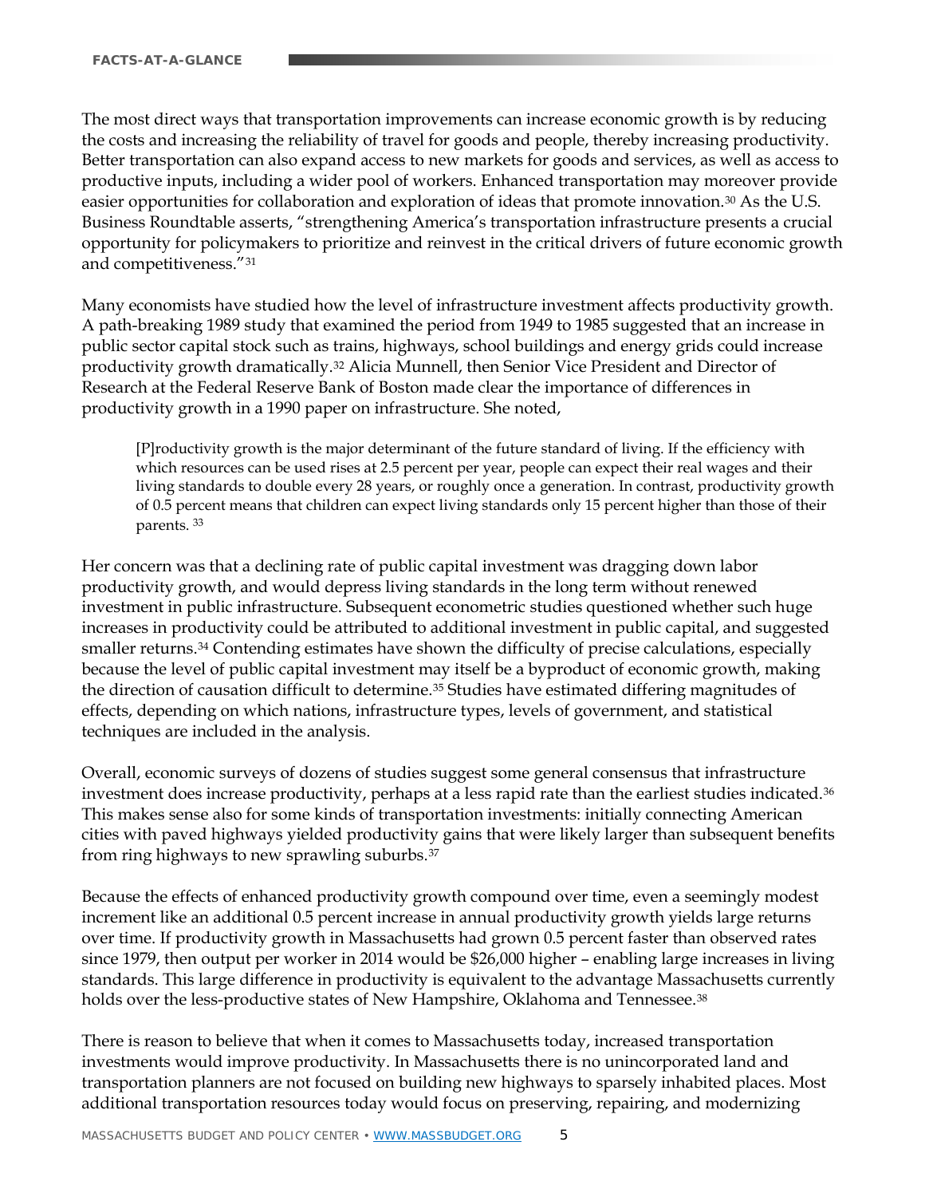The most direct ways that transportation improvements can increase economic growth is by reducing the costs and increasing the reliability of travel for goods and people, thereby increasing productivity. Better transportation can also expand access to new markets for goods and services, as well as access to productive inputs, including a wider pool of workers. Enhanced transportation may moreover provide easier opportunities for collaboration and exploration of ideas that promote innovation.[30] As the U.S. Business Roundtable asserts, "strengthening America's transportation infrastructure presents a crucial opportunity for policymakers to prioritize and reinvest in the critical drivers of future economic growth and competitiveness."[31]

Many economists have studied how the level of infrastructure investment affects productivity growth. A path-breaking 1989 study that examined the period from 1949 to 1985 suggested that an increase in public sector capital stock such as trains, highways, school buildings and energy grids could increase productivity growth dramatically.[32] Alicia Munnell, then Senior Vice President and Director of Research at the Federal Reserve Bank of Boston made clear the importance of differences in productivity growth in a 1990 paper on infrastructure. She noted,

> [P]roductivity growth is the major determinant of the future standard of living. If the efficiency with which resources can be used rises at 2.5 percent per year, people can expect their real wages and their living standards to double every 28 years, or roughly once a generation. In contrast, productivity growth of 0.5 percent means that children can expect living standards only 15 percent higher than those of their parents. [33]

Her concern was that a declining rate of public capital investment was dragging down labor productivity growth, and would depress living standards in the long term without renewed investment in public infrastructure. Subsequent econometric studies questioned whether such huge increases in productivity could be attributed to additional investment in public capital, and suggested smaller returns.[34] Contending estimates have shown the difficulty of precise calculations, especially because the level of public capital investment may itself be a byproduct of economic growth, making the direction of causation difficult to determine.[35] Studies have estimated differing magnitudes of effects, depending on which nations, infrastructure types, levels of government, and statistical techniques are included in the analysis.

Overall, economic surveys of dozens of studies suggest some general consensus that infrastructure investment does increase productivity, perhaps at a less rapid rate than the earliest studies indicated.[36] This makes sense also for some kinds of transportation investments: initially connecting American cities with paved highways yielded productivity gains that were likely larger than subsequent benefits from ring highways to new sprawling suburbs.[37]

Because the effects of enhanced productivity growth compound over time, even a seemingly modest increment like an additional 0.5 percent increase in annual productivity growth yields large returns over time. If productivity growth in Massachusetts had grown 0.5 percent faster than observed rates since 1979, then output per worker in 2014 would be $26,000 higher – enabling large increases in living standards. This large difference in productivity is equivalent to the advantage Massachusetts currently holds over the less-productive states of New Hampshire, Oklahoma and Tennessee.[38]

There is reason to believe that when it comes to Massachusetts today, increased transportation investments would improve productivity. In Massachusetts there is no unincorporated land and transportation planners are not focused on building new highways to sparsely inhabited places. Most additional transportation resources today would focus on preserving, repairing, and modernizing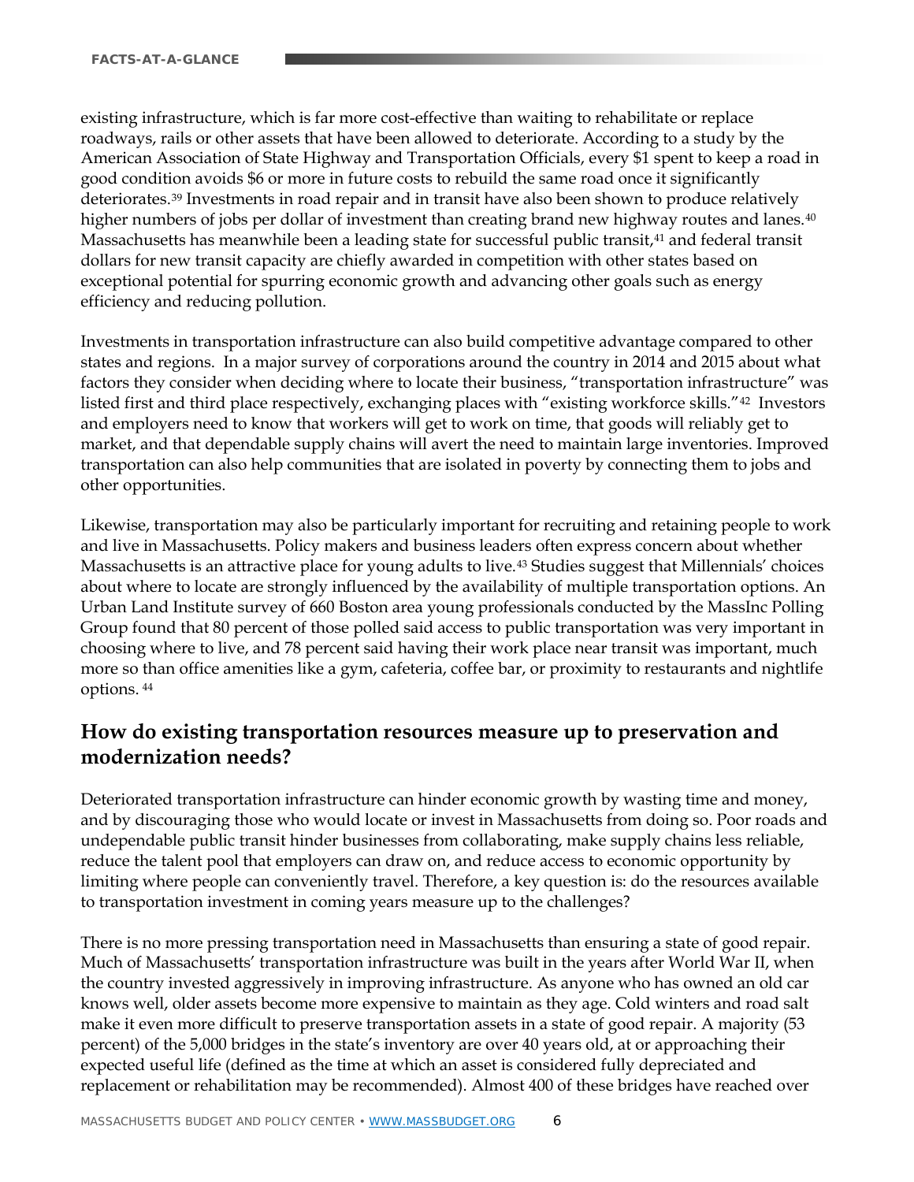existing infrastructure, which is far more cost-effective than waiting to rehabilitate or replace roadways, rails or other assets that have been allowed to deteriorate. According to a study by the American Association of State Highway and Transportation Officials, every $1 spent to keep a road in good condition avoids $6 or more in future costs to rebuild the same road once it significantly deteriorates.[39] Investments in road repair and in transit have also been shown to produce relatively higher numbers of jobs per dollar of investment than creating brand new highway routes and lanes.[40] Massachusetts has meanwhile been a leading state for successful public transit,[41] and federal transit dollars for new transit capacity are chiefly awarded in competition with other states based on exceptional potential for spurring economic growth and advancing other goals such as energy efficiency and reducing pollution.

Investments in transportation infrastructure can also build competitive advantage compared to other states and regions. In a major survey of corporations around the country in 2014 and 2015 about what factors they consider when deciding where to locate their business, "transportation infrastructure" was listed first and third place respectively, exchanging places with "existing workforce skills."[42] Investors and employers need to know that workers will get to work on time, that goods will reliably get to market, and that dependable supply chains will avert the need to maintain large inventories. Improved transportation can also help communities that are isolated in poverty by connecting them to jobs and other opportunities.

Likewise, transportation may also be particularly important for recruiting and retaining people to work and live in Massachusetts. Policy makers and business leaders often express concern about whether Massachusetts is an attractive place for young adults to live.[43] Studies suggest that Millennials' choices about where to locate are strongly influenced by the availability of multiple transportation options. An Urban Land Institute survey of 660 Boston area young professionals conducted by the MassInc Polling Group found that 80 percent of those polled said access to public transportation was very important in choosing where to live, and 78 percent said having their work place near transit was important, much more so than office amenities like a gym, cafeteria, coffee bar, or proximity to restaurants and nightlife options.[44]

## How do existing transportation resources measure up to preservation and modernization needs?

Deteriorated transportation infrastructure can hinder economic growth by wasting time and money, and by discouraging those who would locate or invest in Massachusetts from doing so. Poor roads and undependable public transit hinder businesses from collaborating, make supply chains less reliable, reduce the talent pool that employers can draw on, and reduce access to economic opportunity by limiting where people can conveniently travel. Therefore, a key question is: do the resources available to transportation investment in coming years measure up to the challenges?

There is no more pressing transportation need in Massachusetts than ensuring a state of good repair. Much of Massachusetts' transportation infrastructure was built in the years after World War II, when the country invested aggressively in improving infrastructure. As anyone who has owned an old car knows well, older assets become more expensive to maintain as they age. Cold winters and road salt make it even more difficult to preserve transportation assets in a state of good repair. A majority (53 percent) of the 5,000 bridges in the state's inventory are over 40 years old, at or approaching their expected useful life (defined as the time at which an asset is considered fully depreciated and replacement or rehabilitation may be recommended). Almost 400 of these bridges have reached over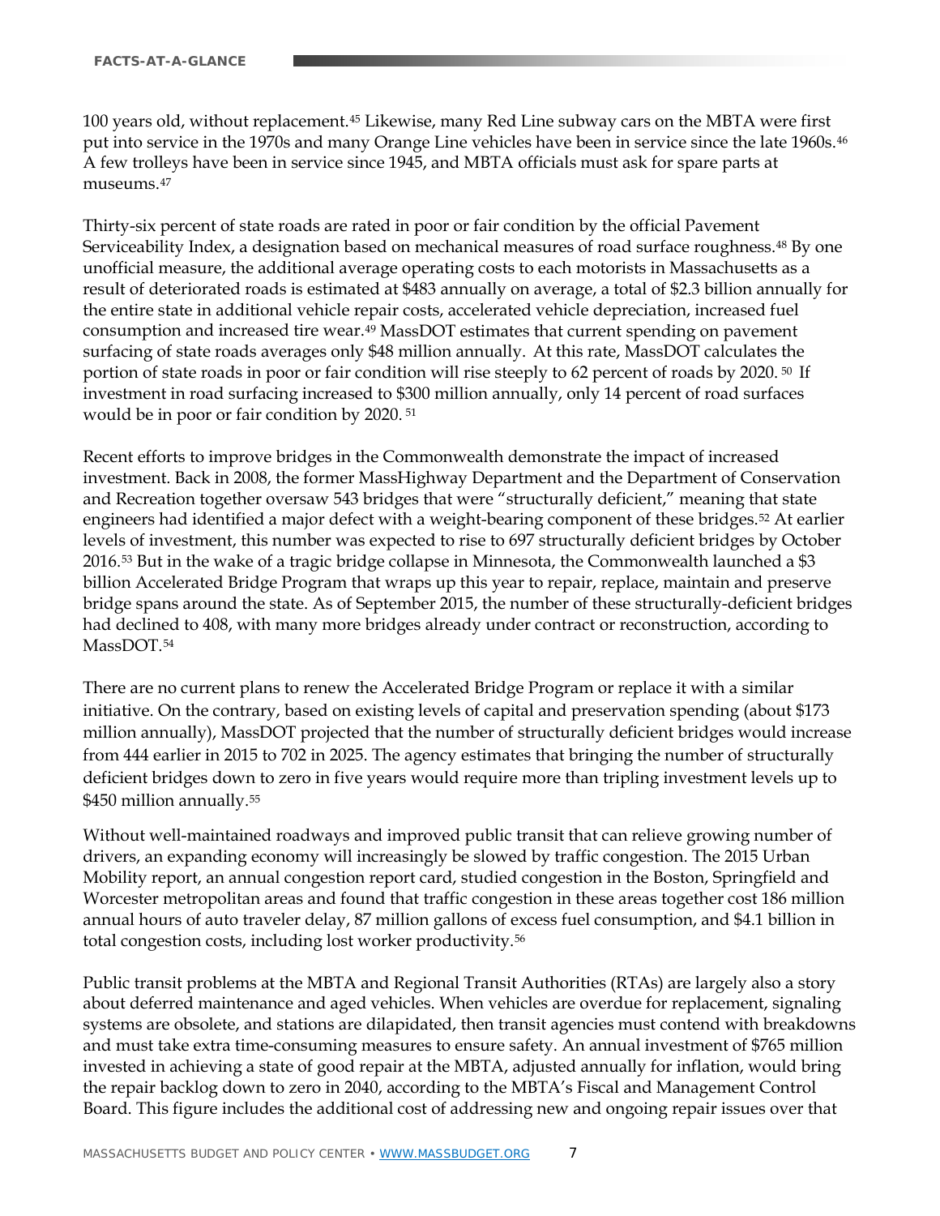100 years old, without replacement.[45] Likewise, many Red Line subway cars on the MBTA were first put into service in the 1970s and many Orange Line vehicles have been in service since the late 1960s.[46] A few trolleys have been in service since 1945, and MBTA officials must ask for spare parts at museums.[47]

Thirty-six percent of state roads are rated in poor or fair condition by the official Pavement Serviceability Index, a designation based on mechanical measures of road surface roughness.[48] By one unofficial measure, the additional average operating costs to each motorists in Massachusetts as a result of deteriorated roads is estimated at $483 annually on average, a total of $2.3 billion annually for the entire state in additional vehicle repair costs, accelerated vehicle depreciation, increased fuel consumption and increased tire wear.[49] MassDOT estimates that current spending on pavement surfacing of state roads averages only $48 million annually. At this rate, MassDOT calculates the portion of state roads in poor or fair condition will rise steeply to 62 percent of roads by 2020.[50] If investment in road surfacing increased to $300 million annually, only 14 percent of road surfaces would be in poor or fair condition by 2020.[51]

Recent efforts to improve bridges in the Commonwealth demonstrate the impact of increased investment. Back in 2008, the former MassHighway Department and the Department of Conservation and Recreation together oversaw 543 bridges that were "structurally deficient," meaning that state engineers had identified a major defect with a weight-bearing component of these bridges.[52] At earlier levels of investment, this number was expected to rise to 697 structurally deficient bridges by October 2016.[53] But in the wake of a tragic bridge collapse in Minnesota, the Commonwealth launched a $3 billion Accelerated Bridge Program that wraps up this year to repair, replace, maintain and preserve bridge spans around the state. As of September 2015, the number of these structurally-deficient bridges had declined to 408, with many more bridges already under contract or reconstruction, according to MassDOT.[54]

There are no current plans to renew the Accelerated Bridge Program or replace it with a similar initiative. On the contrary, based on existing levels of capital and preservation spending (about $173 million annually), MassDOT projected that the number of structurally deficient bridges would increase from 444 earlier in 2015 to 702 in 2025. The agency estimates that bringing the number of structurally deficient bridges down to zero in five years would require more than tripling investment levels up to $450 million annually.[55]

Without well-maintained roadways and improved public transit that can relieve growing number of drivers, an expanding economy will increasingly be slowed by traffic congestion. The 2015 Urban Mobility report, an annual congestion report card, studied congestion in the Boston, Springfield and Worcester metropolitan areas and found that traffic congestion in these areas together cost 186 million annual hours of auto traveler delay, 87 million gallons of excess fuel consumption, and $4.1 billion in total congestion costs, including lost worker productivity.[56]

Public transit problems at the MBTA and Regional Transit Authorities (RTAs) are largely also a story about deferred maintenance and aged vehicles. When vehicles are overdue for replacement, signaling systems are obsolete, and stations are dilapidated, then transit agencies must contend with breakdowns and must take extra time-consuming measures to ensure safety. An annual investment of $765 million invested in achieving a state of good repair at the MBTA, adjusted annually for inflation, would bring the repair backlog down to zero in 2040, according to the MBTA's Fiscal and Management Control Board. This figure includes the additional cost of addressing new and ongoing repair issues over that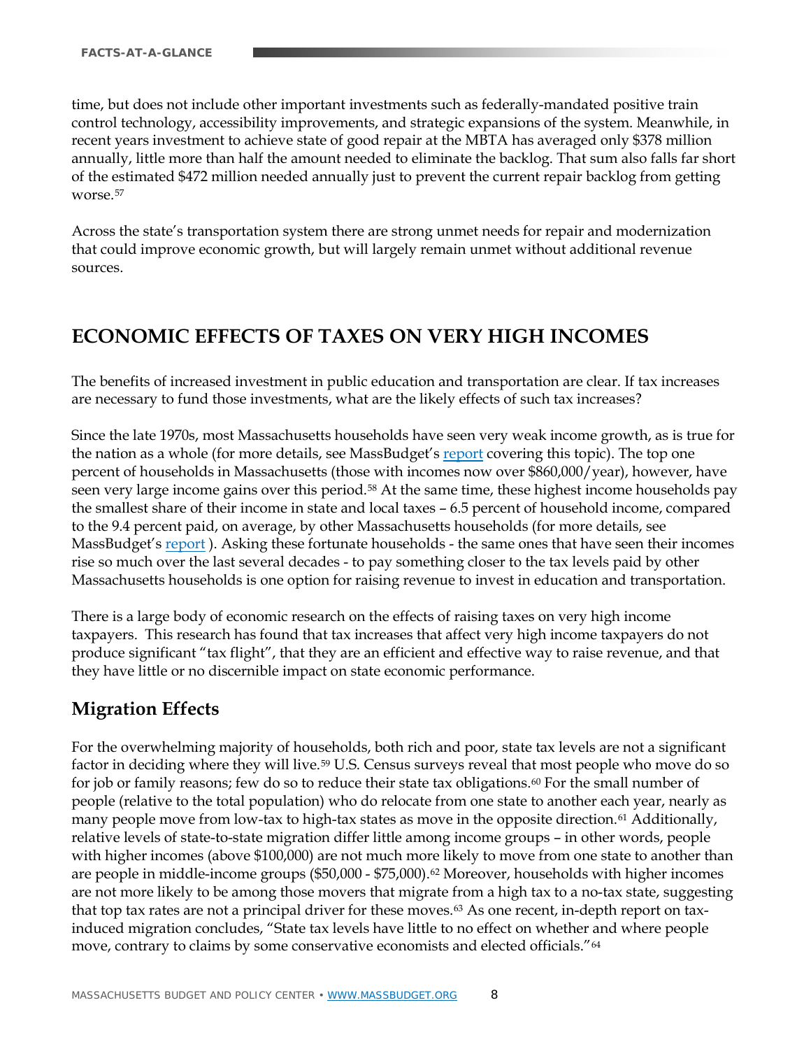time, but does not include other important investments such as federally-mandated positive train control technology, accessibility improvements, and strategic expansions of the system. Meanwhile, in recent years investment to achieve state of good repair at the MBTA has averaged only $378 million annually, little more than half the amount needed to eliminate the backlog. That sum also falls far short of the estimated $472 million needed annually just to prevent the current repair backlog from getting worse.[57]

Across the state's transportation system there are strong unmet needs for repair and modernization that could improve economic growth, but will largely remain unmet without additional revenue sources.

# ECONOMIC EFFECTS OF TAXES ON VERY HIGH INCOMES

The benefits of increased investment in public education and transportation are clear. If tax increases are necessary to fund those investments, what are the likely effects of such tax increases?

Since the late 1970s, most Massachusetts households have seen very weak income growth, as is true for the nation as a whole (for more details, see MassBudget's report covering this topic). The top one percent of households in Massachusetts (those with incomes now over $860,000/year), however, have seen very large income gains over this period.[58] At the same time, these highest income households pay the smallest share of their income in state and local taxes – 6.5 percent of household income, compared to the 9.4 percent paid, on average, by other Massachusetts households (for more details, see MassBudget's report ). Asking these fortunate households - the same ones that have seen their incomes rise so much over the last several decades - to pay something closer to the tax levels paid by other Massachusetts households is one option for raising revenue to invest in education and transportation.

There is a large body of economic research on the effects of raising taxes on very high income taxpayers. This research has found that tax increases that affect very high income taxpayers do not produce significant "tax flight", that they are an efficient and effective way to raise revenue, and that they have little or no discernible impact on state economic performance.

## Migration Effects

For the overwhelming majority of households, both rich and poor, state tax levels are not a significant factor in deciding where they will live.[59] U.S. Census surveys reveal that most people who move do so for job or family reasons; few do so to reduce their state tax obligations.[60] For the small number of people (relative to the total population) who do relocate from one state to another each year, nearly as many people move from low-tax to high-tax states as move in the opposite direction.[61] Additionally, relative levels of state-to-state migration differ little among income groups – in other words, people with higher incomes (above $100,000) are not much more likely to move from one state to another than are people in middle-income groups ($50,000 - $75,000).[62] Moreover, households with higher incomes are not more likely to be among those movers that migrate from a high tax to a no-tax state, suggesting that top tax rates are not a principal driver for these moves.[63] As one recent, in-depth report on tax-induced migration concludes, "State tax levels have little to no effect on whether and where people move, contrary to claims by some conservative economists and elected officials."[64]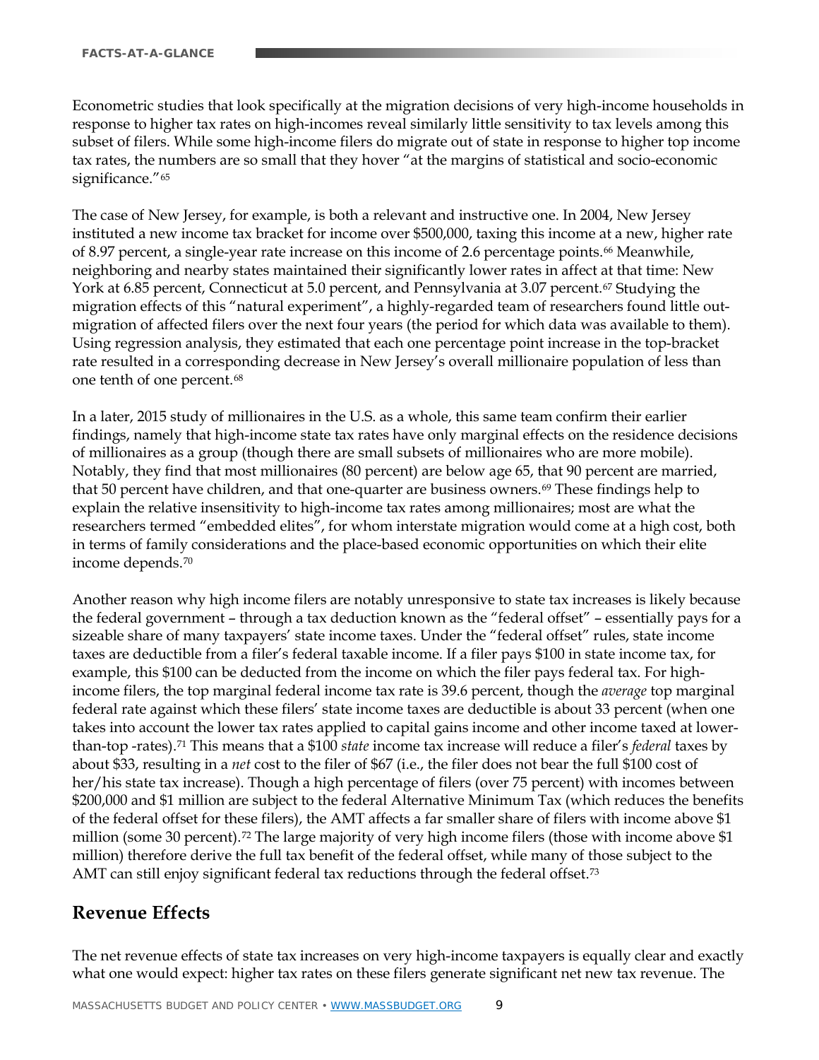Econometric studies that look specifically at the migration decisions of very high-income households in response to higher tax rates on high-incomes reveal similarly little sensitivity to tax levels among this subset of filers. While some high-income filers do migrate out of state in response to higher top income tax rates, the numbers are so small that they hover "at the margins of statistical and socio-economic significance."[65]

The case of New Jersey, for example, is both a relevant and instructive one. In 2004, New Jersey instituted a new income tax bracket for income over $500,000, taxing this income at a new, higher rate of 8.97 percent, a single-year rate increase on this income of 2.6 percentage points.[66] Meanwhile, neighboring and nearby states maintained their significantly lower rates in affect at that time: New York at 6.85 percent, Connecticut at 5.0 percent, and Pennsylvania at 3.07 percent.[67] Studying the migration effects of this "natural experiment", a highly-regarded team of researchers found little out-migration of affected filers over the next four years (the period for which data was available to them). Using regression analysis, they estimated that each one percentage point increase in the top-bracket rate resulted in a corresponding decrease in New Jersey's overall millionaire population of less than one tenth of one percent.[68]

In a later, 2015 study of millionaires in the U.S. as a whole, this same team confirm their earlier findings, namely that high-income state tax rates have only marginal effects on the residence decisions of millionaires as a group (though there are small subsets of millionaires who are more mobile). Notably, they find that most millionaires (80 percent) are below age 65, that 90 percent are married, that 50 percent have children, and that one-quarter are business owners.[69] These findings help to explain the relative insensitivity to high-income tax rates among millionaires; most are what the researchers termed "embedded elites", for whom interstate migration would come at a high cost, both in terms of family considerations and the place-based economic opportunities on which their elite income depends.[70]

Another reason why high income filers are notably unresponsive to state tax increases is likely because the federal government – through a tax deduction known as the "federal offset" – essentially pays for a sizeable share of many taxpayers' state income taxes. Under the "federal offset" rules, state income taxes are deductible from a filer's federal taxable income. If a filer pays $100 in state income tax, for example, this $100 can be deducted from the income on which the filer pays federal tax. For high-income filers, the top marginal federal income tax rate is 39.6 percent, though the *average* top marginal federal rate against which these filers' state income taxes are deductible is about 33 percent (when one takes into account the lower tax rates applied to capital gains income and other income taxed at lower-than-top -rates).[71] This means that a $100 *state* income tax increase will reduce a filer's *federal* taxes by about $33, resulting in a *net* cost to the filer of $67 (i.e., the filer does not bear the full $100 cost of her/his state tax increase). Though a high percentage of filers (over 75 percent) with incomes between $200,000 and $1 million are subject to the federal Alternative Minimum Tax (which reduces the benefits of the federal offset for these filers), the AMT affects a far smaller share of filers with income above $1 million (some 30 percent).[72] The large majority of very high income filers (those with income above $1 million) therefore derive the full tax benefit of the federal offset, while many of those subject to the AMT can still enjoy significant federal tax reductions through the federal offset.[73]

## Revenue Effects

The net revenue effects of state tax increases on very high-income taxpayers is equally clear and exactly what one would expect: higher tax rates on these filers generate significant net new tax revenue. The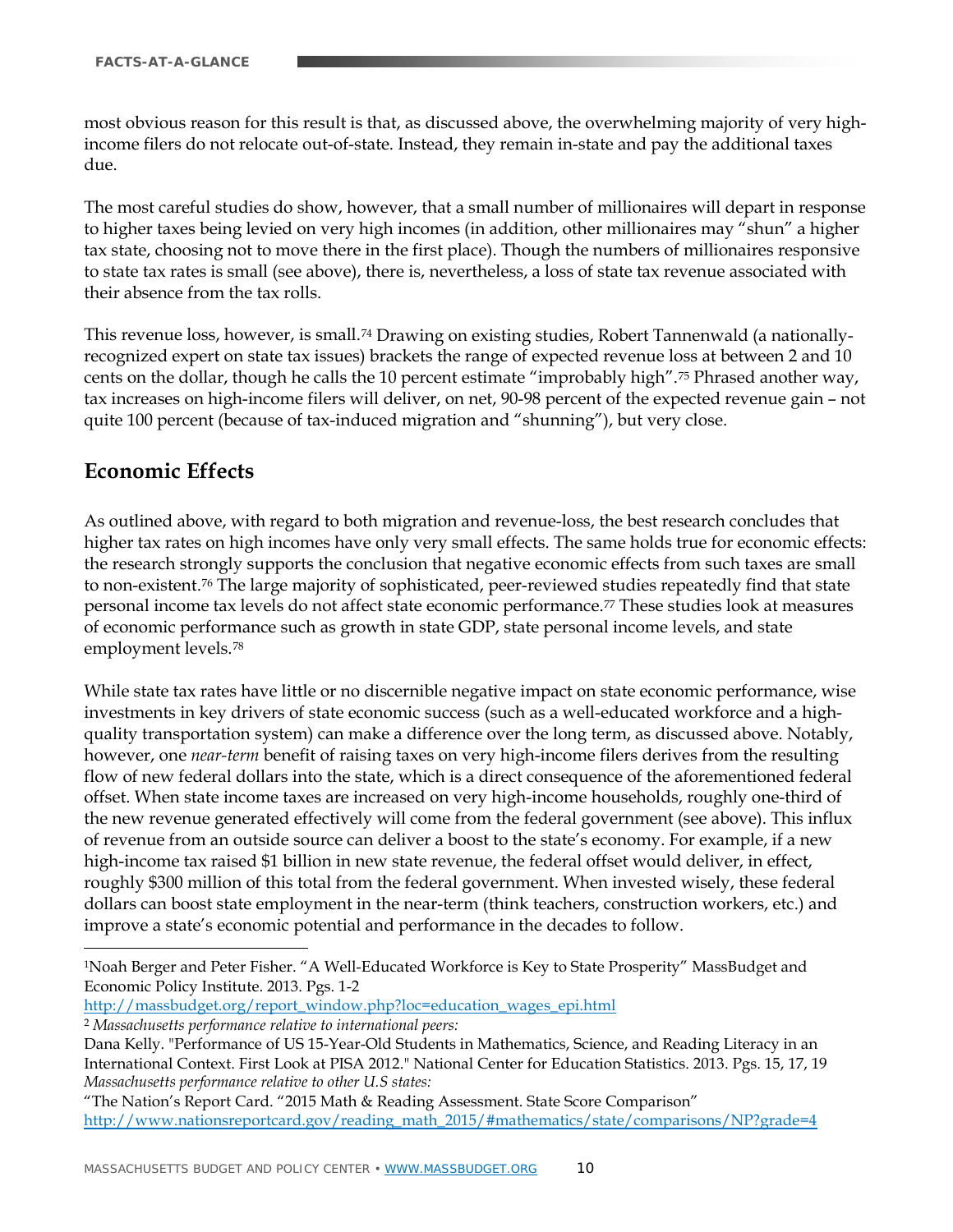most obvious reason for this result is that, as discussed above, the overwhelming majority of very high-income filers do not relocate out-of-state. Instead, they remain in-state and pay the additional taxes due.

The most careful studies do show, however, that a small number of millionaires will depart in response to higher taxes being levied on very high incomes (in addition, other millionaires may "shun" a higher tax state, choosing not to move there in the first place). Though the numbers of millionaires responsive to state tax rates is small (see above), there is, nevertheless, a loss of state tax revenue associated with their absence from the tax rolls.

This revenue loss, however, is small.[74] Drawing on existing studies, Robert Tannenwald (a nationally-recognized expert on state tax issues) brackets the range of expected revenue loss at between 2 and 10 cents on the dollar, though he calls the 10 percent estimate "improbably high".[75] Phrased another way, tax increases on high-income filers will deliver, on net, 90-98 percent of the expected revenue gain – not quite 100 percent (because of tax-induced migration and "shunning"), but very close.

## Economic Effects

As outlined above, with regard to both migration and revenue-loss, the best research concludes that higher tax rates on high incomes have only very small effects. The same holds true for economic effects: the research strongly supports the conclusion that negative economic effects from such taxes are small to non-existent.[76] The large majority of sophisticated, peer-reviewed studies repeatedly find that state personal income tax levels do not affect state economic performance.[77] These studies look at measures of economic performance such as growth in state GDP, state personal income levels, and state employment levels.[78]

While state tax rates have little or no discernible negative impact on state economic performance, wise investments in key drivers of state economic success (such as a well-educated workforce and a high-quality transportation system) can make a difference over the long term, as discussed above. Notably, however, one *near-term* benefit of raising taxes on very high-income filers derives from the resulting flow of new federal dollars into the state, which is a direct consequence of the aforementioned federal offset. When state income taxes are increased on very high-income households, roughly one-third of the new revenue generated effectively will come from the federal government (see above). This influx of revenue from an outside source can deliver a boost to the state's economy. For example, if a new high-income tax raised $1 billion in new state revenue, the federal offset would deliver, in effect, roughly $300 million of this total from the federal government. When invested wisely, these federal dollars can boost state employment in the near-term (think teachers, construction workers, etc.) and improve a state's economic potential and performance in the decades to follow.

---

[1]Noah Berger and Peter Fisher. "A Well-Educated Workforce is Key to State Prosperity" MassBudget and Economic Policy Institute. 2013. Pgs. 1-2 http://massbudget.org/report_window.php?loc=education_wages_epi.html

[2] *Massachusetts performance relative to international peers:*
Dana Kelly. "Performance of US 15-Year-Old Students in Mathematics, Science, and Reading Literacy in an International Context. First Look at PISA 2012." National Center for Education Statistics. 2013. Pgs. 15, 17, 19
*Massachusetts performance relative to other U.S states:*
"The Nation's Report Card. "2015 Math & Reading Assessment. State Score Comparison" http://www.nationsreportcard.gov/reading_math_2015/#mathematics/state/comparisons/NP?grade=4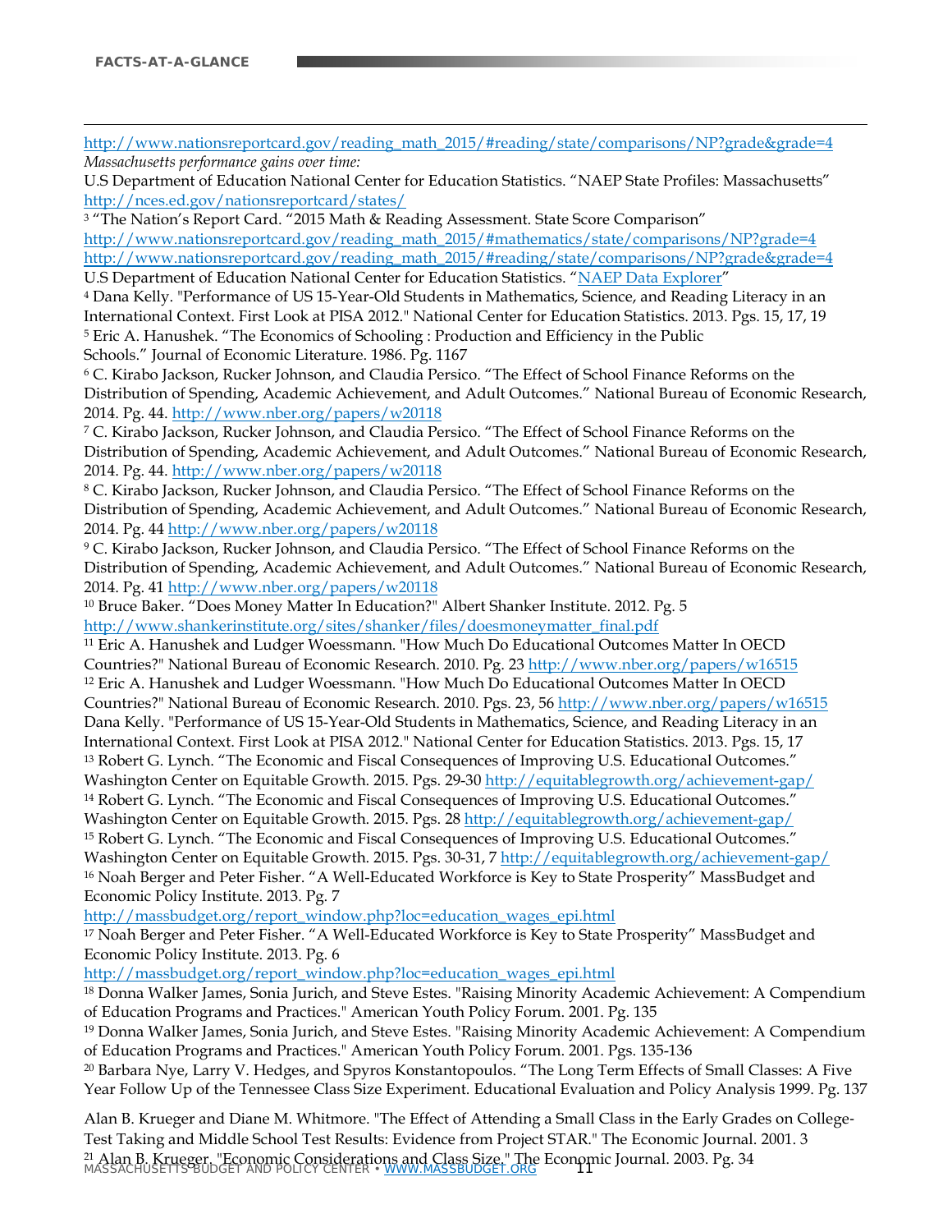http://www.nationsreportcard.gov/reading_math_2015/#reading/state/comparisons/NP?grade&grade=4

*Massachusetts performance gains over time:*

U.S Department of Education National Center for Education Statistics. "NAEP State Profiles: Massachusetts" http://nces.ed.gov/nationsreportcard/states/

[3] "The Nation's Report Card. "2015 Math & Reading Assessment. State Score Comparison" http://www.nationsreportcard.gov/reading_math_2015/#mathematics/state/comparisons/NP?grade=4 http://www.nationsreportcard.gov/reading_math_2015/#reading/state/comparisons/NP?grade&grade=4

U.S Department of Education National Center for Education Statistics. "NAEP Data Explorer"

[4] Dana Kelly. "Performance of US 15-Year-Old Students in Mathematics, Science, and Reading Literacy in an International Context. First Look at PISA 2012." National Center for Education Statistics. 2013. Pgs. 15, 17, 19

[5] Eric A. Hanushek. "The Economics of Schooling : Production and Efficiency in the Public Schools." Journal of Economic Literature. 1986. Pg. 1167

[6] C. Kirabo Jackson, Rucker Johnson, and Claudia Persico. "The Effect of School Finance Reforms on the Distribution of Spending, Academic Achievement, and Adult Outcomes." National Bureau of Economic Research, 2014. Pg. 44. http://www.nber.org/papers/w20118

[7] C. Kirabo Jackson, Rucker Johnson, and Claudia Persico. "The Effect of School Finance Reforms on the Distribution of Spending, Academic Achievement, and Adult Outcomes." National Bureau of Economic Research, 2014. Pg. 44. http://www.nber.org/papers/w20118

[8] C. Kirabo Jackson, Rucker Johnson, and Claudia Persico. "The Effect of School Finance Reforms on the Distribution of Spending, Academic Achievement, and Adult Outcomes." National Bureau of Economic Research, 2014. Pg. 44 http://www.nber.org/papers/w20118

[9] C. Kirabo Jackson, Rucker Johnson, and Claudia Persico. "The Effect of School Finance Reforms on the Distribution of Spending, Academic Achievement, and Adult Outcomes." National Bureau of Economic Research, 2014. Pg. 41 http://www.nber.org/papers/w20118

[10] Bruce Baker. "Does Money Matter In Education?" Albert Shanker Institute. 2012. Pg. 5 http://www.shankerinstitute.org/sites/shanker/files/doesmoneymatter_final.pdf

[11] Eric A. Hanushek and Ludger Woessmann. "How Much Do Educational Outcomes Matter In OECD Countries?" National Bureau of Economic Research. 2010. Pg. 23 http://www.nber.org/papers/w16515

[12] Eric A. Hanushek and Ludger Woessmann. "How Much Do Educational Outcomes Matter In OECD Countries?" National Bureau of Economic Research. 2010. Pgs. 23, 56 http://www.nber.org/papers/w16515

Dana Kelly. "Performance of US 15-Year-Old Students in Mathematics, Science, and Reading Literacy in an International Context. First Look at PISA 2012." National Center for Education Statistics. 2013. Pgs. 15, 17

[13] Robert G. Lynch. "The Economic and Fiscal Consequences of Improving U.S. Educational Outcomes." Washington Center on Equitable Growth. 2015. Pgs. 29-30 http://equitablegrowth.org/achievement-gap/

[14] Robert G. Lynch. "The Economic and Fiscal Consequences of Improving U.S. Educational Outcomes." Washington Center on Equitable Growth. 2015. Pgs. 28 http://equitablegrowth.org/achievement-gap/

[15] Robert G. Lynch. "The Economic and Fiscal Consequences of Improving U.S. Educational Outcomes." Washington Center on Equitable Growth. 2015. Pgs. 30-31, 7 http://equitablegrowth.org/achievement-gap/

[16] Noah Berger and Peter Fisher. "A Well-Educated Workforce is Key to State Prosperity" MassBudget and Economic Policy Institute. 2013. Pg. 7 http://massbudget.org/report_window.php?loc=education_wages_epi.html

[17] Noah Berger and Peter Fisher. "A Well-Educated Workforce is Key to State Prosperity" MassBudget and Economic Policy Institute. 2013. Pg. 6 http://massbudget.org/report_window.php?loc=education_wages_epi.html

[18] Donna Walker James, Sonia Jurich, and Steve Estes. "Raising Minority Academic Achievement: A Compendium of Education Programs and Practices." American Youth Policy Forum. 2001. Pg. 135

[19] Donna Walker James, Sonia Jurich, and Steve Estes. "Raising Minority Academic Achievement: A Compendium of Education Programs and Practices." American Youth Policy Forum. 2001. Pgs. 135-136

[20] Barbara Nye, Larry V. Hedges, and Spyros Konstantopoulos. "The Long Term Effects of Small Classes: A Five Year Follow Up of the Tennessee Class Size Experiment. Educational Evaluation and Policy Analysis 1999. Pg. 137

Alan B. Krueger and Diane M. Whitmore. "The Effect of Attending a Small Class in the Early Grades on College-Test Taking and Middle School Test Results: Evidence from Project STAR." The Economic Journal. 2001. 3

[21] Alan B. Krueger. "Economic Considerations and Class Size." The Economic Journal. 2003. Pg. 34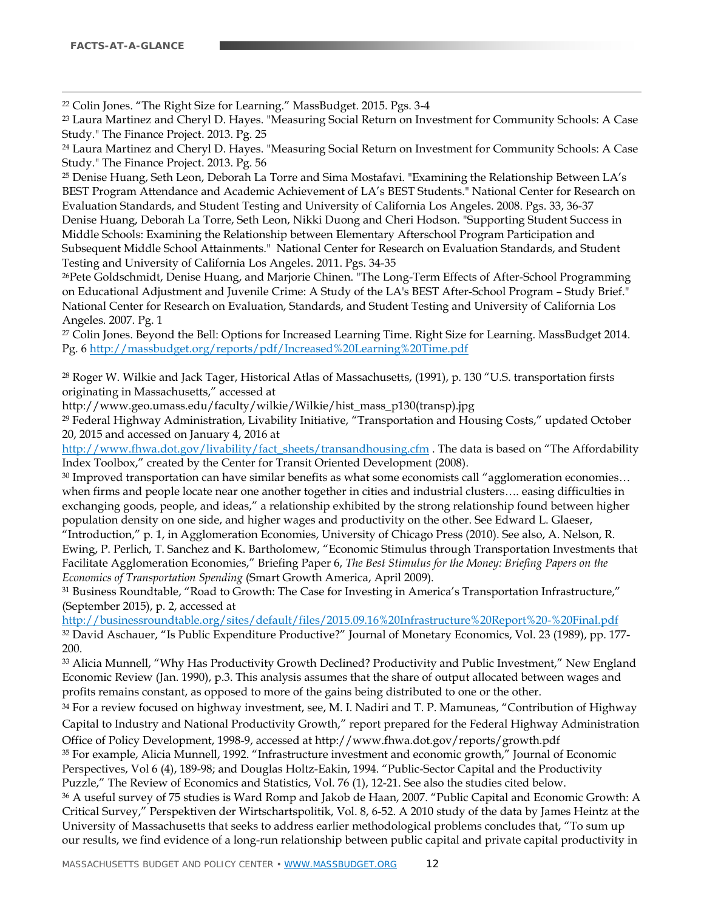[22] Colin Jones. "The Right Size for Learning." MassBudget. 2015. Pgs. 3-4

[23] Laura Martinez and Cheryl D. Hayes. "Measuring Social Return on Investment for Community Schools: A Case Study." The Finance Project. 2013. Pg. 25

[24] Laura Martinez and Cheryl D. Hayes. "Measuring Social Return on Investment for Community Schools: A Case Study." The Finance Project. 2013. Pg. 56

[25] Denise Huang, Seth Leon, Deborah La Torre and Sima Mostafavi. "Examining the Relationship Between LA's BEST Program Attendance and Academic Achievement of LA's BEST Students." National Center for Research on Evaluation Standards, and Student Testing and University of California Los Angeles. 2008. Pgs. 33, 36-37
Denise Huang, Deborah La Torre, Seth Leon, Nikki Duong and Cheri Hodson. "Supporting Student Success in Middle Schools: Examining the Relationship between Elementary Afterschool Program Participation and Subsequent Middle School Attainments." National Center for Research on Evaluation Standards, and Student Testing and University of California Los Angeles. 2011. Pgs. 34-35

[26] Pete Goldschmidt, Denise Huang, and Marjorie Chinen. "The Long-Term Effects of After-School Programming on Educational Adjustment and Juvenile Crime: A Study of the LA's BEST After-School Program – Study Brief." National Center for Research on Evaluation, Standards, and Student Testing and University of California Los Angeles. 2007. Pg. 1

[27] Colin Jones. Beyond the Bell: Options for Increased Learning Time. Right Size for Learning. MassBudget 2014. Pg. 6 http://massbudget.org/reports/pdf/Increased%20Learning%20Time.pdf

[28] Roger W. Wilkie and Jack Tager, Historical Atlas of Massachusetts, (1991), p. 130 "U.S. transportation firsts originating in Massachusetts," accessed at http://www.geo.umass.edu/faculty/wilkie/Wilkie/hist_mass_p130(transp).jpg

[29] Federal Highway Administration, Livability Initiative, "Transportation and Housing Costs," updated October 20, 2015 and accessed on January 4, 2016 at http://www.fhwa.dot.gov/livability/fact_sheets/transandhousing.cfm . The data is based on "The Affordability Index Toolbox," created by the Center for Transit Oriented Development (2008).

[30] Improved transportation can have similar benefits as what some economists call "agglomeration economies… when firms and people locate near one another together in cities and industrial clusters…. easing difficulties in exchanging goods, people, and ideas," a relationship exhibited by the strong relationship found between higher population density on one side, and higher wages and productivity on the other. See Edward L. Glaeser, "Introduction," p. 1, in Agglomeration Economies, University of Chicago Press (2010). See also, A. Nelson, R. Ewing, P. Perlich, T. Sanchez and K. Bartholomew, "Economic Stimulus through Transportation Investments that Facilitate Agglomeration Economies," Briefing Paper 6, *The Best Stimulus for the Money: Briefing Papers on the Economics of Transportation Spending* (Smart Growth America, April 2009).

[31] Business Roundtable, "Road to Growth: The Case for Investing in America's Transportation Infrastructure," (September 2015), p. 2, accessed at http://businessroundtable.org/sites/default/files/2015.09.16%20Infrastructure%20Report%20-%20Final.pdf

[32] David Aschauer, "Is Public Expenditure Productive?" Journal of Monetary Economics, Vol. 23 (1989), pp. 177-200.

[33] Alicia Munnell, "Why Has Productivity Growth Declined? Productivity and Public Investment," New England Economic Review (Jan. 1990), p.3. This analysis assumes that the share of output allocated between wages and profits remains constant, as opposed to more of the gains being distributed to one or the other.

[34] For a review focused on highway investment, see, M. I. Nadiri and T. P. Mamuneas, "Contribution of Highway Capital to Industry and National Productivity Growth," report prepared for the Federal Highway Administration Office of Policy Development, 1998-9, accessed at http://www.fhwa.dot.gov/reports/growth.pdf

[35] For example, Alicia Munnell, 1992. "Infrastructure investment and economic growth," Journal of Economic Perspectives, Vol 6 (4), 189-98; and Douglas Holtz-Eakin, 1994. "Public-Sector Capital and the Productivity Puzzle," The Review of Economics and Statistics, Vol. 76 (1), 12-21. See also the studies cited below.

[36] A useful survey of 75 studies is Ward Romp and Jakob de Haan, 2007. "Public Capital and Economic Growth: A Critical Survey," Perspektiven der Wirtschartspolitik, Vol. 8, 6-52. A 2010 study of the data by James Heintz at the University of Massachusetts that seeks to address earlier methodological problems concludes that, "To sum up our results, we find evidence of a long-run relationship between public capital and private capital productivity in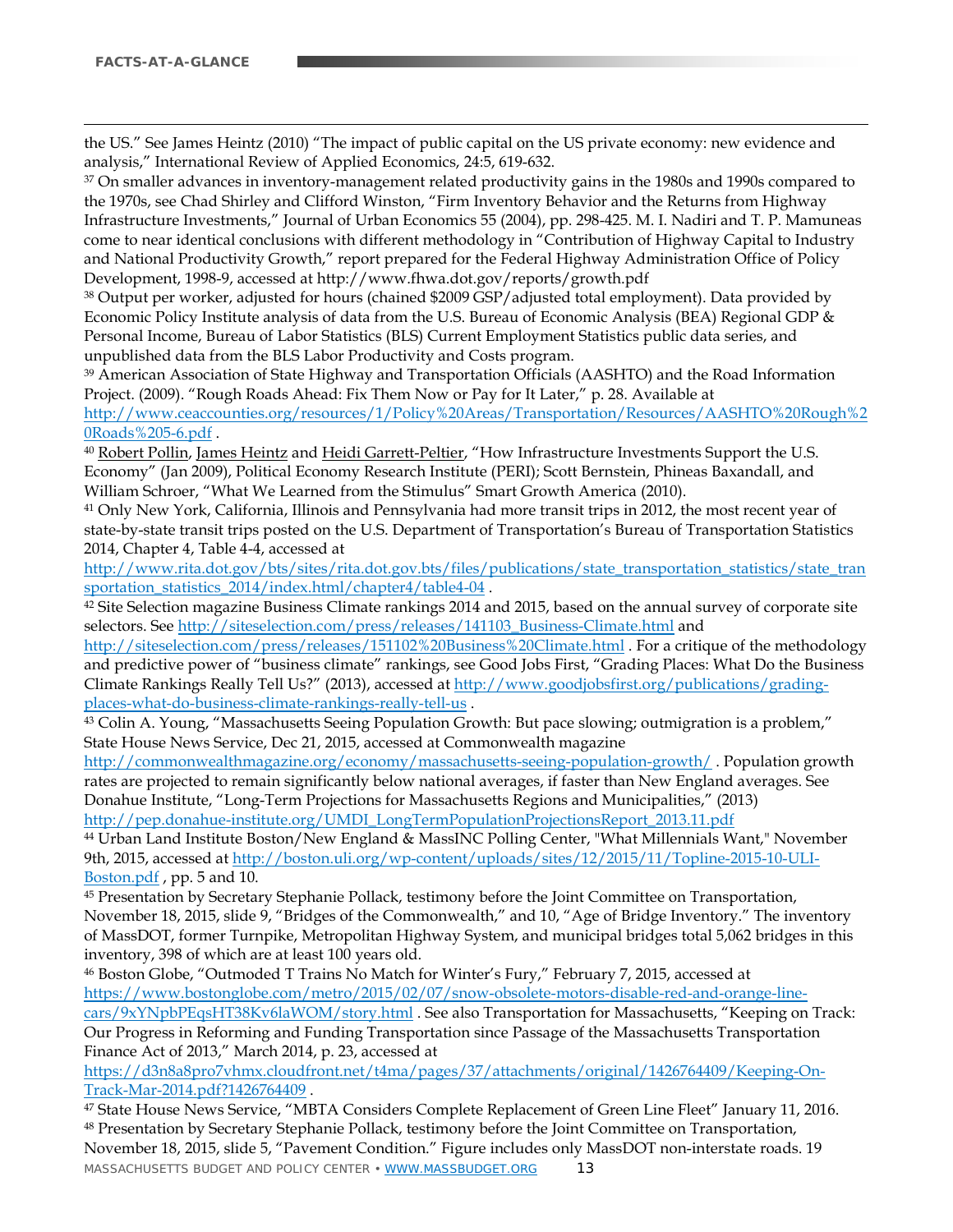the US." See James Heintz (2010) "The impact of public capital on the US private economy: new evidence and analysis," International Review of Applied Economics, 24:5, 619-632.

[37] On smaller advances in inventory-management related productivity gains in the 1980s and 1990s compared to the 1970s, see Chad Shirley and Clifford Winston, "Firm Inventory Behavior and the Returns from Highway Infrastructure Investments," Journal of Urban Economics 55 (2004), pp. 298-425. M. I. Nadiri and T. P. Mamuneas come to near identical conclusions with different methodology in "Contribution of Highway Capital to Industry and National Productivity Growth," report prepared for the Federal Highway Administration Office of Policy Development, 1998-9, accessed at http://www.fhwa.dot.gov/reports/growth.pdf

[38] Output per worker, adjusted for hours (chained $2009 GSP/adjusted total employment). Data provided by Economic Policy Institute analysis of data from the U.S. Bureau of Economic Analysis (BEA) Regional GDP & Personal Income, Bureau of Labor Statistics (BLS) Current Employment Statistics public data series, and unpublished data from the BLS Labor Productivity and Costs program.

[39] American Association of State Highway and Transportation Officials (AASHTO) and the Road Information Project. (2009). "Rough Roads Ahead: Fix Them Now or Pay for It Later," p. 28. Available at http://www.ceaccounties.org/resources/1/Policy%20Areas/Transportation/Resources/AASHTO%20Rough%20Roads%205-6.pdf .

[40] Robert Pollin, James Heintz and Heidi Garrett-Peltier, "How Infrastructure Investments Support the U.S. Economy" (Jan 2009), Political Economy Research Institute (PERI); Scott Bernstein, Phineas Baxandall, and William Schroer, "What We Learned from the Stimulus" Smart Growth America (2010).

[41] Only New York, California, Illinois and Pennsylvania had more transit trips in 2012, the most recent year of state-by-state transit trips posted on the U.S. Department of Transportation's Bureau of Transportation Statistics 2014, Chapter 4, Table 4-4, accessed at http://www.rita.dot.gov/bts/sites/rita.dot.gov.bts/files/publications/state_transportation_statistics/state_transportation_statistics_2014/index.html/chapter4/table4-04 .

[42] Site Selection magazine Business Climate rankings 2014 and 2015, based on the annual survey of corporate site selectors. See http://siteselection.com/press/releases/141103_Business-Climate.html and http://siteselection.com/press/releases/151102%20Business%20Climate.html . For a critique of the methodology and predictive power of "business climate" rankings, see Good Jobs First, "Grading Places: What Do the Business Climate Rankings Really Tell Us?" (2013), accessed at http://www.goodjobsfirst.org/publications/grading-places-what-do-business-climate-rankings-really-tell-us .

[43] Colin A. Young, "Massachusetts Seeing Population Growth: But pace slowing; outmigration is a problem," State House News Service, Dec 21, 2015, accessed at Commonwealth magazine http://commonwealthmagazine.org/economy/massachusetts-seeing-population-growth/ . Population growth rates are projected to remain significantly below national averages, if faster than New England averages. See Donahue Institute, "Long-Term Projections for Massachusetts Regions and Municipalities," (2013) http://pep.donahue-institute.org/UMDI_LongTermPopulationProjectionsReport_2013.11.pdf

[44] Urban Land Institute Boston/New England & MassINC Polling Center, "What Millennials Want," November 9th, 2015, accessed at http://boston.uli.org/wp-content/uploads/sites/12/2015/11/Topline-2015-10-ULI-Boston.pdf , pp. 5 and 10.

[45] Presentation by Secretary Stephanie Pollack, testimony before the Joint Committee on Transportation, November 18, 2015, slide 9, "Bridges of the Commonwealth," and 10, "Age of Bridge Inventory." The inventory of MassDOT, former Turnpike, Metropolitan Highway System, and municipal bridges total 5,062 bridges in this inventory, 398 of which are at least 100 years old.

[46] Boston Globe, "Outmoded T Trains No Match for Winter's Fury," February 7, 2015, accessed at https://www.bostonglobe.com/metro/2015/02/07/snow-obsolete-motors-disable-red-and-orange-line-cars/9xYNpbPEqsHT38Kv6laWOM/story.html . See also Transportation for Massachusetts, "Keeping on Track: Our Progress in Reforming and Funding Transportation since Passage of the Massachusetts Transportation Finance Act of 2013," March 2014, p. 23, accessed at https://d3n8a8pro7vhmx.cloudfront.net/t4ma/pages/37/attachments/original/1426764409/Keeping-On-Track-Mar-2014.pdf?1426764409 .

[47] State House News Service, "MBTA Considers Complete Replacement of Green Line Fleet" January 11, 2016.

[48] Presentation by Secretary Stephanie Pollack, testimony before the Joint Committee on Transportation, November 18, 2015, slide 5, "Pavement Condition." Figure includes only MassDOT non-interstate roads. 19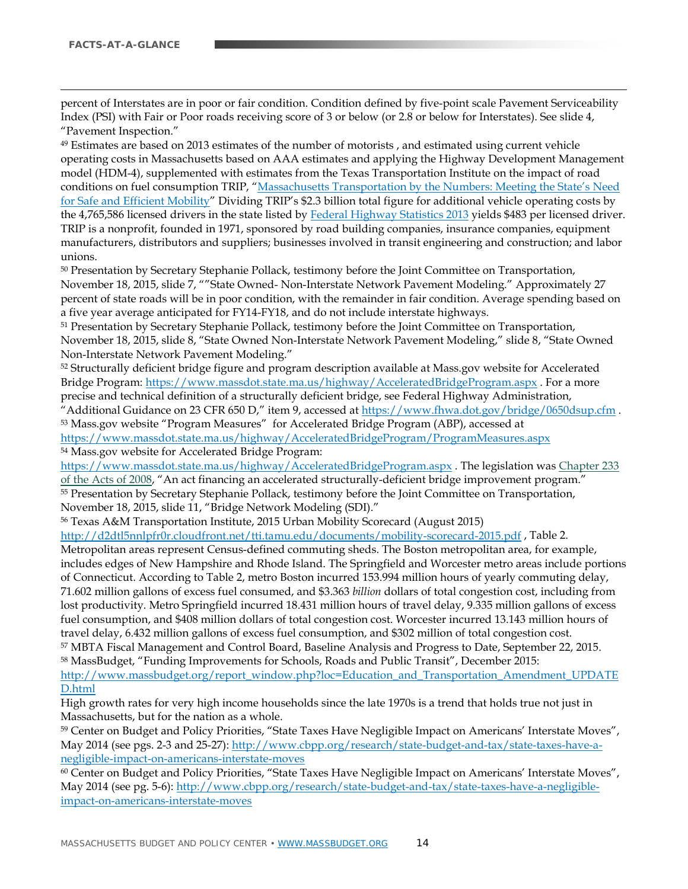percent of Interstates are in poor or fair condition. Condition defined by five-point scale Pavement Serviceability Index (PSI) with Fair or Poor roads receiving score of 3 or below (or 2.8 or below for Interstates). See slide 4, "Pavement Inspection."

[49] Estimates are based on 2013 estimates of the number of motorists , and estimated using current vehicle operating costs in Massachusetts based on AAA estimates and applying the Highway Development Management model (HDM-4), supplemented with estimates from the Texas Transportation Institute on the impact of road conditions on fuel consumption TRIP, "[Massachusetts Transportation by the Numbers: Meeting the State's Need for Safe and Efficient Mobility](#)" Dividing TRIP's $2.3 billion total figure for additional vehicle operating costs by the 4,765,586 licensed drivers in the state listed by [Federal Highway Statistics 2013](#) yields $483 per licensed driver. TRIP is a nonprofit, founded in 1971, sponsored by road building companies, insurance companies, equipment manufacturers, distributors and suppliers; businesses involved in transit engineering and construction; and labor unions.

[50] Presentation by Secretary Stephanie Pollack, testimony before the Joint Committee on Transportation, November 18, 2015, slide 7, ""State Owned- Non-Interstate Network Pavement Modeling." Approximately 27 percent of state roads will be in poor condition, with the remainder in fair condition. Average spending based on a five year average anticipated for FY14-FY18, and do not include interstate highways.

[51] Presentation by Secretary Stephanie Pollack, testimony before the Joint Committee on Transportation, November 18, 2015, slide 8, "State Owned Non-Interstate Network Pavement Modeling," slide 8, "State Owned Non-Interstate Network Pavement Modeling."

[52] Structurally deficient bridge figure and program description available at Mass.gov website for Accelerated Bridge Program: https://www.massdot.state.ma.us/highway/AcceleratedBridgeProgram.aspx . For a more precise and technical definition of a structurally deficient bridge, see Federal Highway Administration, "Additional Guidance on 23 CFR 650 D," item 9, accessed at https://www.fhwa.dot.gov/bridge/0650dsup.cfm .

[53] Mass.gov website "Program Measures" for Accelerated Bridge Program (ABP), accessed at https://www.massdot.state.ma.us/highway/AcceleratedBridgeProgram/ProgramMeasures.aspx

[54] Mass.gov website for Accelerated Bridge Program: https://www.massdot.state.ma.us/highway/AcceleratedBridgeProgram.aspx . The legislation was [Chapter 233 of the Acts of 2008](#), "An act financing an accelerated structurally-deficient bridge improvement program."

[55] Presentation by Secretary Stephanie Pollack, testimony before the Joint Committee on Transportation, November 18, 2015, slide 11, "Bridge Network Modeling (SDI)."

[56] Texas A&M Transportation Institute, 2015 Urban Mobility Scorecard (August 2015) http://d2dtl5nnlpfr0r.cloudfront.net/tti.tamu.edu/documents/mobility-scorecard-2015.pdf , Table 2. Metropolitan areas represent Census-defined commuting sheds. The Boston metropolitan area, for example, includes edges of New Hampshire and Rhode Island. The Springfield and Worcester metro areas include portions of Connecticut. According to Table 2, metro Boston incurred 153.994 million hours of yearly commuting delay, 71.602 million gallons of excess fuel consumed, and $3.363 *billion* dollars of total congestion cost, including from lost productivity. Metro Springfield incurred 18.431 million hours of travel delay, 9.335 million gallons of excess fuel consumption, and $408 million dollars of total congestion cost. Worcester incurred 13.143 million hours of travel delay, 6.432 million gallons of excess fuel consumption, and $302 million of total congestion cost.

[57] MBTA Fiscal Management and Control Board, Baseline Analysis and Progress to Date, September 22, 2015.

[58] MassBudget, "Funding Improvements for Schools, Roads and Public Transit", December 2015: http://www.massbudget.org/report_window.php?loc=Education_and_Transportation_Amendment_UPDATED.html

High growth rates for very high income households since the late 1970s is a trend that holds true not just in Massachusetts, but for the nation as a whole.

[59] Center on Budget and Policy Priorities, "State Taxes Have Negligible Impact on Americans' Interstate Moves", May 2014 (see pgs. 2-3 and 25-27): http://www.cbpp.org/research/state-budget-and-tax/state-taxes-have-a-negligible-impact-on-americans-interstate-moves

[60] Center on Budget and Policy Priorities, "State Taxes Have Negligible Impact on Americans' Interstate Moves", May 2014 (see pg. 5-6): http://www.cbpp.org/research/state-budget-and-tax/state-taxes-have-a-negligible-impact-on-americans-interstate-moves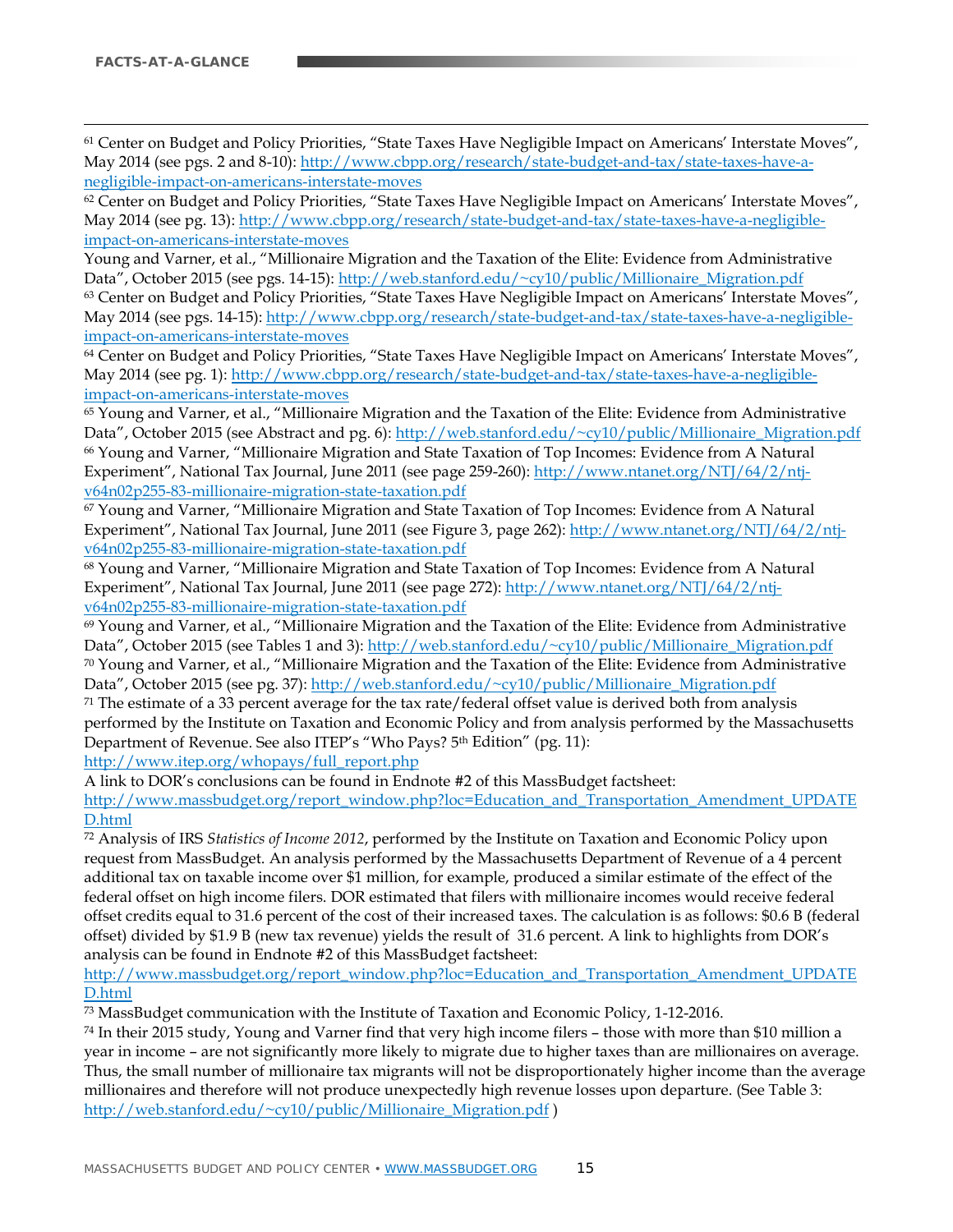[61] Center on Budget and Policy Priorities, "State Taxes Have Negligible Impact on Americans' Interstate Moves", May 2014 (see pgs. 2 and 8-10): http://www.cbpp.org/research/state-budget-and-tax/state-taxes-have-a-negligible-impact-on-americans-interstate-moves

[62] Center on Budget and Policy Priorities, "State Taxes Have Negligible Impact on Americans' Interstate Moves", May 2014 (see pg. 13): http://www.cbpp.org/research/state-budget-and-tax/state-taxes-have-a-negligible-impact-on-americans-interstate-moves

Young and Varner, et al., "Millionaire Migration and the Taxation of the Elite: Evidence from Administrative Data", October 2015 (see pgs. 14-15): http://web.stanford.edu/~cy10/public/Millionaire_Migration.pdf

[63] Center on Budget and Policy Priorities, "State Taxes Have Negligible Impact on Americans' Interstate Moves", May 2014 (see pgs. 14-15): http://www.cbpp.org/research/state-budget-and-tax/state-taxes-have-a-negligible-impact-on-americans-interstate-moves

[64] Center on Budget and Policy Priorities, "State Taxes Have Negligible Impact on Americans' Interstate Moves", May 2014 (see pg. 1): http://www.cbpp.org/research/state-budget-and-tax/state-taxes-have-a-negligible-impact-on-americans-interstate-moves

[65] Young and Varner, et al., "Millionaire Migration and the Taxation of the Elite: Evidence from Administrative Data", October 2015 (see Abstract and pg. 6): http://web.stanford.edu/~cy10/public/Millionaire_Migration.pdf

[66] Young and Varner, "Millionaire Migration and State Taxation of Top Incomes: Evidence from A Natural Experiment", National Tax Journal, June 2011 (see page 259-260): http://www.ntanet.org/NTJ/64/2/ntj-v64n02p255-83-millionaire-migration-state-taxation.pdf

[67] Young and Varner, "Millionaire Migration and State Taxation of Top Incomes: Evidence from A Natural Experiment", National Tax Journal, June 2011 (see Figure 3, page 262): http://www.ntanet.org/NTJ/64/2/ntj-v64n02p255-83-millionaire-migration-state-taxation.pdf

[68] Young and Varner, "Millionaire Migration and State Taxation of Top Incomes: Evidence from A Natural Experiment", National Tax Journal, June 2011 (see page 272): http://www.ntanet.org/NTJ/64/2/ntj-v64n02p255-83-millionaire-migration-state-taxation.pdf

[69] Young and Varner, et al., "Millionaire Migration and the Taxation of the Elite: Evidence from Administrative Data", October 2015 (see Tables 1 and 3): http://web.stanford.edu/~cy10/public/Millionaire_Migration.pdf

[70] Young and Varner, et al., "Millionaire Migration and the Taxation of the Elite: Evidence from Administrative Data", October 2015 (see pg. 37): http://web.stanford.edu/~cy10/public/Millionaire_Migration.pdf

[71] The estimate of a 33 percent average for the tax rate/federal offset value is derived both from analysis performed by the Institute on Taxation and Economic Policy and from analysis performed by the Massachusetts Department of Revenue. See also ITEP's "Who Pays? 5th Edition" (pg. 11): http://www.itep.org/whopays/full_report.php

A link to DOR's conclusions can be found in Endnote #2 of this MassBudget factsheet: http://www.massbudget.org/report_window.php?loc=Education_and_Transportation_Amendment_UPDATED.html

[72] Analysis of IRS *Statistics of Income 2012*, performed by the Institute on Taxation and Economic Policy upon request from MassBudget. An analysis performed by the Massachusetts Department of Revenue of a 4 percent additional tax on taxable income over $1 million, for example, produced a similar estimate of the effect of the federal offset on high income filers. DOR estimated that filers with millionaire incomes would receive federal offset credits equal to 31.6 percent of the cost of their increased taxes. The calculation is as follows: $0.6 B (federal offset) divided by $1.9 B (new tax revenue) yields the result of 31.6 percent. A link to highlights from DOR's analysis can be found in Endnote #2 of this MassBudget factsheet: http://www.massbudget.org/report_window.php?loc=Education_and_Transportation_Amendment_UPDATED.html

[73] MassBudget communication with the Institute of Taxation and Economic Policy, 1-12-2016.

[74] In their 2015 study, Young and Varner find that very high income filers – those with more than $10 million a year in income – are not significantly more likely to migrate due to higher taxes than are millionaires on average. Thus, the small number of millionaire tax migrants will not be disproportionately higher income than the average millionaires and therefore will not produce unexpectedly high revenue losses upon departure. (See Table 3: http://web.stanford.edu/~cy10/public/Millionaire_Migration.pdf )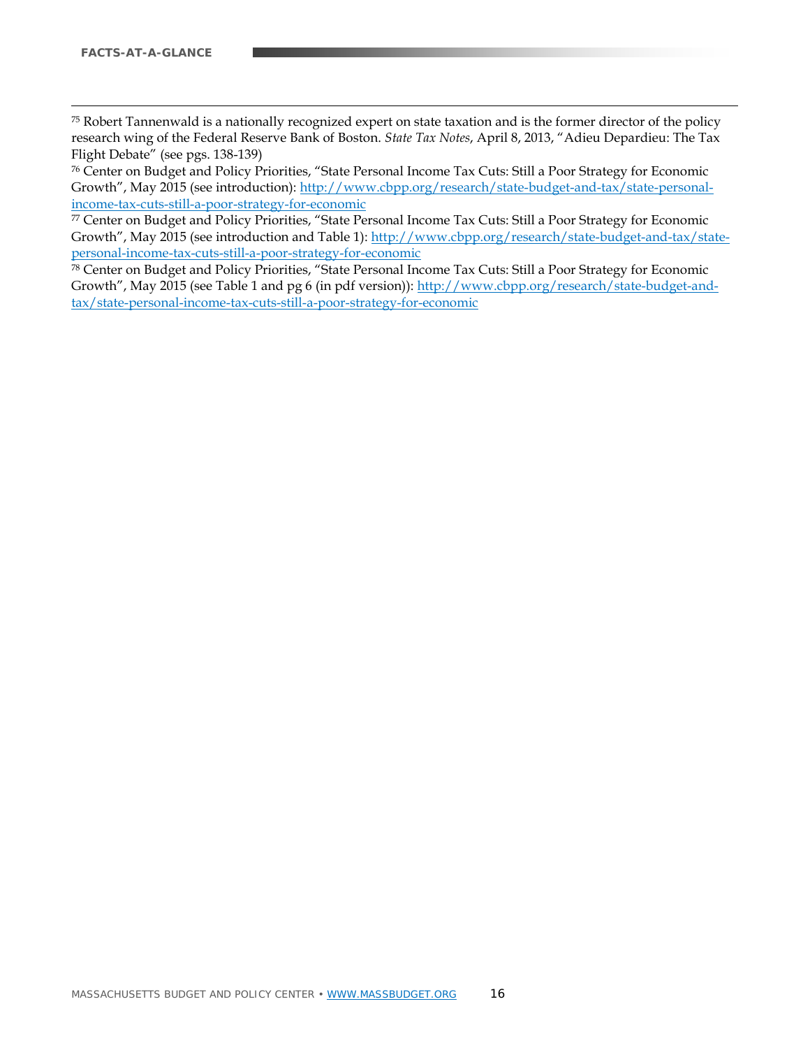[75] Robert Tannenwald is a nationally recognized expert on state taxation and is the former director of the policy research wing of the Federal Reserve Bank of Boston. *State Tax Notes*, April 8, 2013, "Adieu Depardieu: The Tax Flight Debate" (see pgs. 138-139)

[76] Center on Budget and Policy Priorities, "State Personal Income Tax Cuts: Still a Poor Strategy for Economic Growth", May 2015 (see introduction): http://www.cbpp.org/research/state-budget-and-tax/state-personal-income-tax-cuts-still-a-poor-strategy-for-economic

[77] Center on Budget and Policy Priorities, "State Personal Income Tax Cuts: Still a Poor Strategy for Economic Growth", May 2015 (see introduction and Table 1): http://www.cbpp.org/research/state-budget-and-tax/state-personal-income-tax-cuts-still-a-poor-strategy-for-economic

[78] Center on Budget and Policy Priorities, "State Personal Income Tax Cuts: Still a Poor Strategy for Economic Growth", May 2015 (see Table 1 and pg 6 (in pdf version)): http://www.cbpp.org/research/state-budget-and-tax/state-personal-income-tax-cuts-still-a-poor-strategy-for-economic